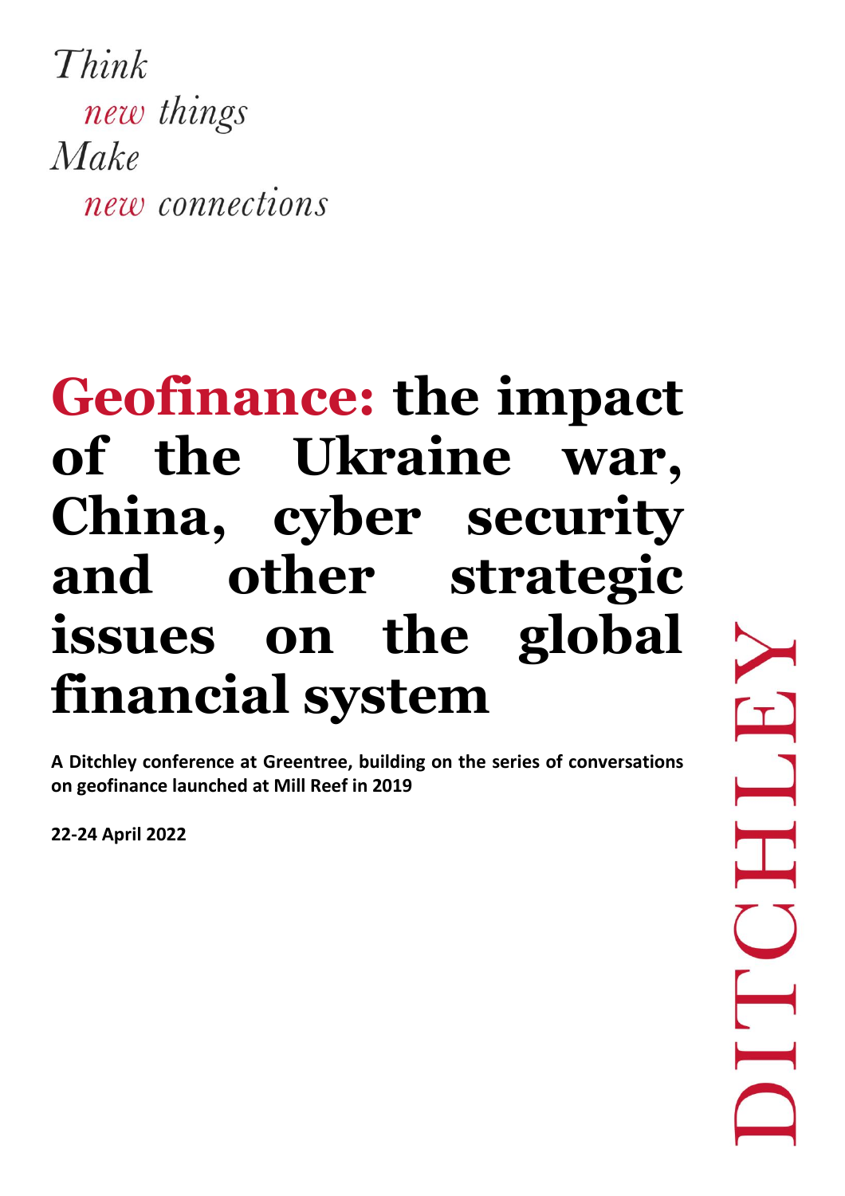*Think*
*new things*
*Make*
*new connections*

# Geofinance: the impact of the Ukraine war, China, cyber security and other strategic issues on the global financial system

**A Ditchley conference at Greentree, building on the series of conversations on geofinance launched at Mill Reef in 2019**

**22-24 April 2022**

DITCHLEY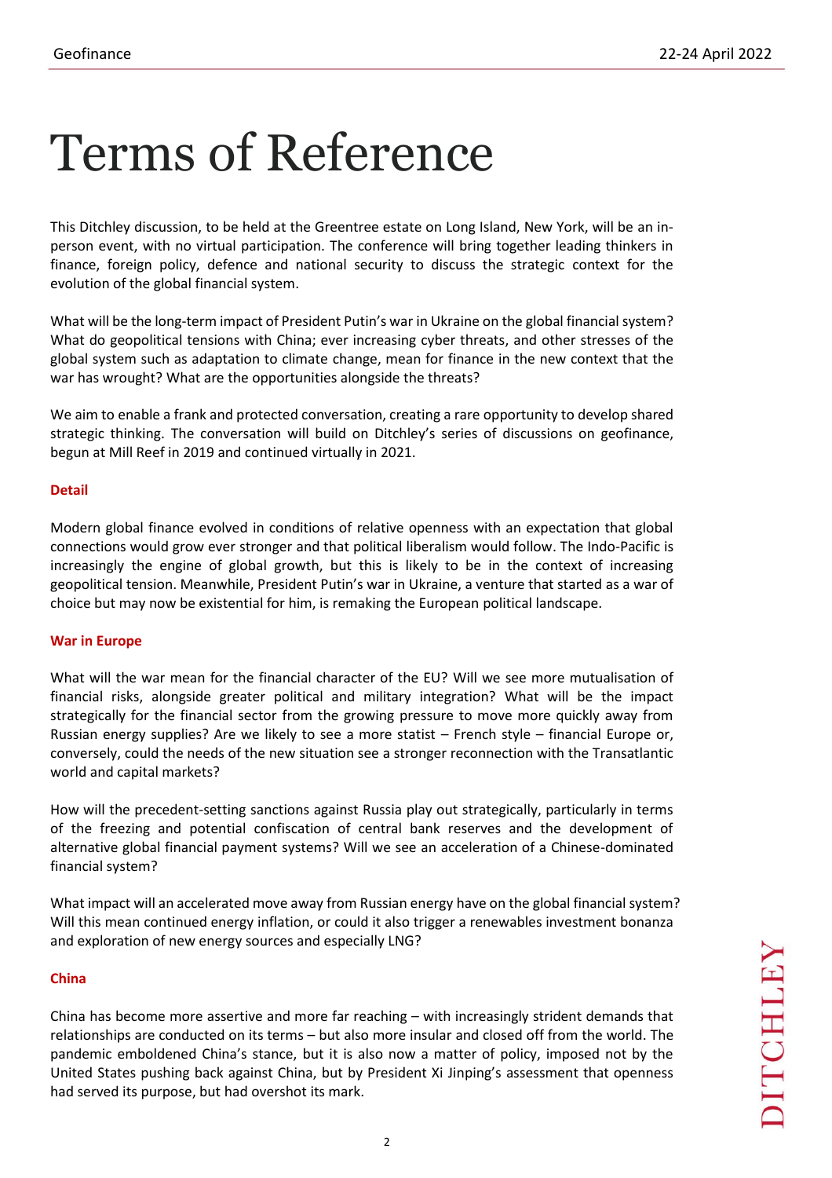# Terms of Reference

This Ditchley discussion, to be held at the Greentree estate on Long Island, New York, will be an in-person event, with no virtual participation. The conference will bring together leading thinkers in finance, foreign policy, defence and national security to discuss the strategic context for the evolution of the global financial system.

What will be the long-term impact of President Putin's war in Ukraine on the global financial system? What do geopolitical tensions with China; ever increasing cyber threats, and other stresses of the global system such as adaptation to climate change, mean for finance in the new context that the war has wrought? What are the opportunities alongside the threats?

We aim to enable a frank and protected conversation, creating a rare opportunity to develop shared strategic thinking. The conversation will build on Ditchley's series of discussions on geofinance, begun at Mill Reef in 2019 and continued virtually in 2021.

## Detail

Modern global finance evolved in conditions of relative openness with an expectation that global connections would grow ever stronger and that political liberalism would follow. The Indo-Pacific is increasingly the engine of global growth, but this is likely to be in the context of increasing geopolitical tension. Meanwhile, President Putin's war in Ukraine, a venture that started as a war of choice but may now be existential for him, is remaking the European political landscape.

## War in Europe

What will the war mean for the financial character of the EU? Will we see more mutualisation of financial risks, alongside greater political and military integration? What will be the impact strategically for the financial sector from the growing pressure to move more quickly away from Russian energy supplies? Are we likely to see a more statist – French style – financial Europe or, conversely, could the needs of the new situation see a stronger reconnection with the Transatlantic world and capital markets?

How will the precedent-setting sanctions against Russia play out strategically, particularly in terms of the freezing and potential confiscation of central bank reserves and the development of alternative global financial payment systems? Will we see an acceleration of a Chinese-dominated financial system?

What impact will an accelerated move away from Russian energy have on the global financial system? Will this mean continued energy inflation, or could it also trigger a renewables investment bonanza and exploration of new energy sources and especially LNG?

## China

China has become more assertive and more far reaching – with increasingly strident demands that relationships are conducted on its terms – but also more insular and closed off from the world. The pandemic emboldened China's stance, but it is also now a matter of policy, imposed not by the United States pushing back against China, but by President Xi Jinping's assessment that openness had served its purpose, but had overshot its mark.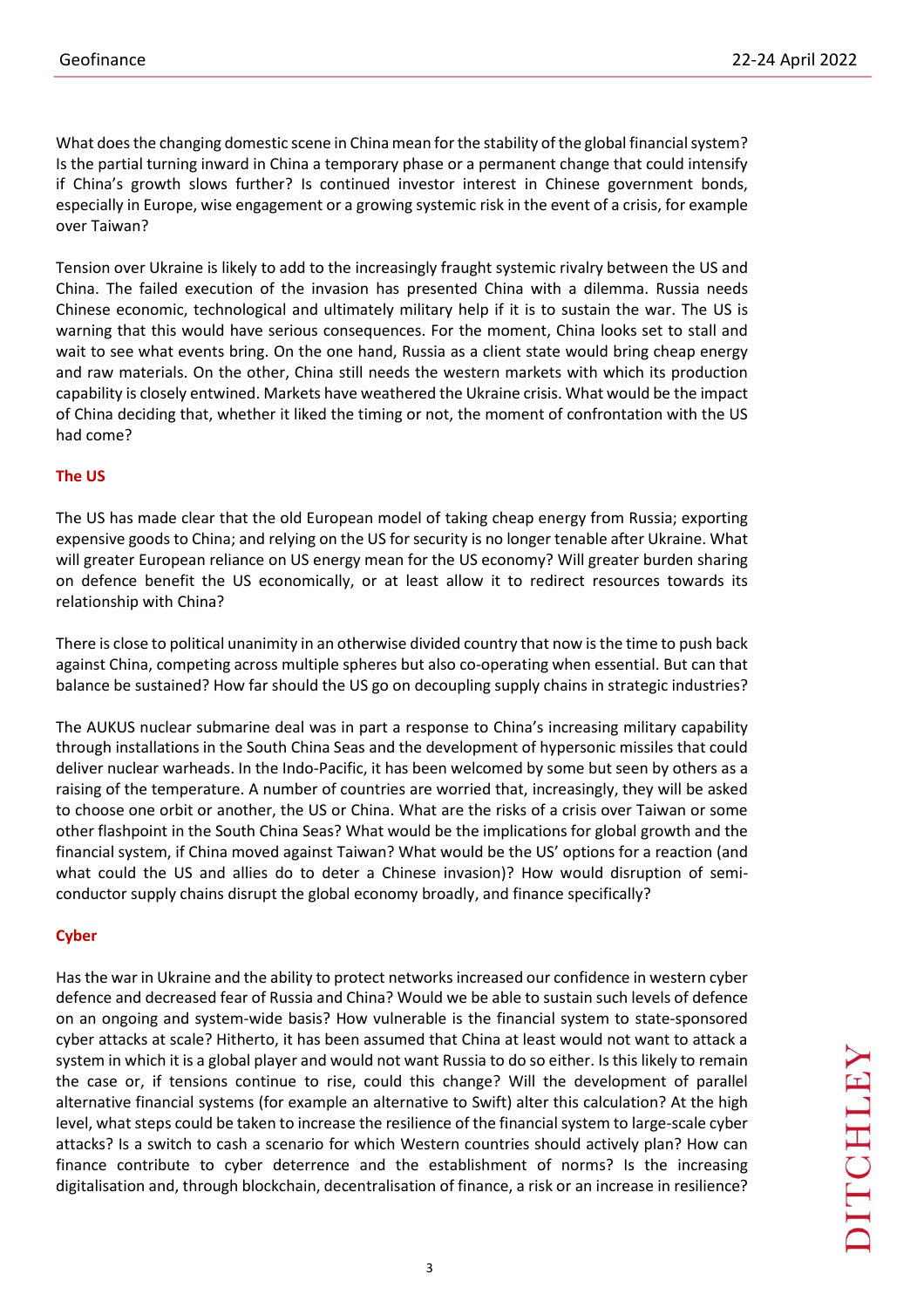What does the changing domestic scene in China mean for the stability of the global financial system? Is the partial turning inward in China a temporary phase or a permanent change that could intensify if China's growth slows further? Is continued investor interest in Chinese government bonds, especially in Europe, wise engagement or a growing systemic risk in the event of a crisis, for example over Taiwan?

Tension over Ukraine is likely to add to the increasingly fraught systemic rivalry between the US and China. The failed execution of the invasion has presented China with a dilemma. Russia needs Chinese economic, technological and ultimately military help if it is to sustain the war. The US is warning that this would have serious consequences. For the moment, China looks set to stall and wait to see what events bring. On the one hand, Russia as a client state would bring cheap energy and raw materials. On the other, China still needs the western markets with which its production capability is closely entwined. Markets have weathered the Ukraine crisis. What would be the impact of China deciding that, whether it liked the timing or not, the moment of confrontation with the US had come?

## The US

The US has made clear that the old European model of taking cheap energy from Russia; exporting expensive goods to China; and relying on the US for security is no longer tenable after Ukraine. What will greater European reliance on US energy mean for the US economy? Will greater burden sharing on defence benefit the US economically, or at least allow it to redirect resources towards its relationship with China?

There is close to political unanimity in an otherwise divided country that now is the time to push back against China, competing across multiple spheres but also co-operating when essential. But can that balance be sustained? How far should the US go on decoupling supply chains in strategic industries?

The AUKUS nuclear submarine deal was in part a response to China's increasing military capability through installations in the South China Seas and the development of hypersonic missiles that could deliver nuclear warheads. In the Indo-Pacific, it has been welcomed by some but seen by others as a raising of the temperature. A number of countries are worried that, increasingly, they will be asked to choose one orbit or another, the US or China. What are the risks of a crisis over Taiwan or some other flashpoint in the South China Seas? What would be the implications for global growth and the financial system, if China moved against Taiwan? What would be the US' options for a reaction (and what could the US and allies do to deter a Chinese invasion)? How would disruption of semi-conductor supply chains disrupt the global economy broadly, and finance specifically?

## Cyber

Has the war in Ukraine and the ability to protect networks increased our confidence in western cyber defence and decreased fear of Russia and China? Would we be able to sustain such levels of defence on an ongoing and system-wide basis? How vulnerable is the financial system to state-sponsored cyber attacks at scale? Hitherto, it has been assumed that China at least would not want to attack a system in which it is a global player and would not want Russia to do so either. Is this likely to remain the case or, if tensions continue to rise, could this change? Will the development of parallel alternative financial systems (for example an alternative to Swift) alter this calculation? At the high level, what steps could be taken to increase the resilience of the financial system to large-scale cyber attacks? Is a switch to cash a scenario for which Western countries should actively plan? How can finance contribute to cyber deterrence and the establishment of norms? Is the increasing digitalisation and, through blockchain, decentralisation of finance, a risk or an increase in resilience?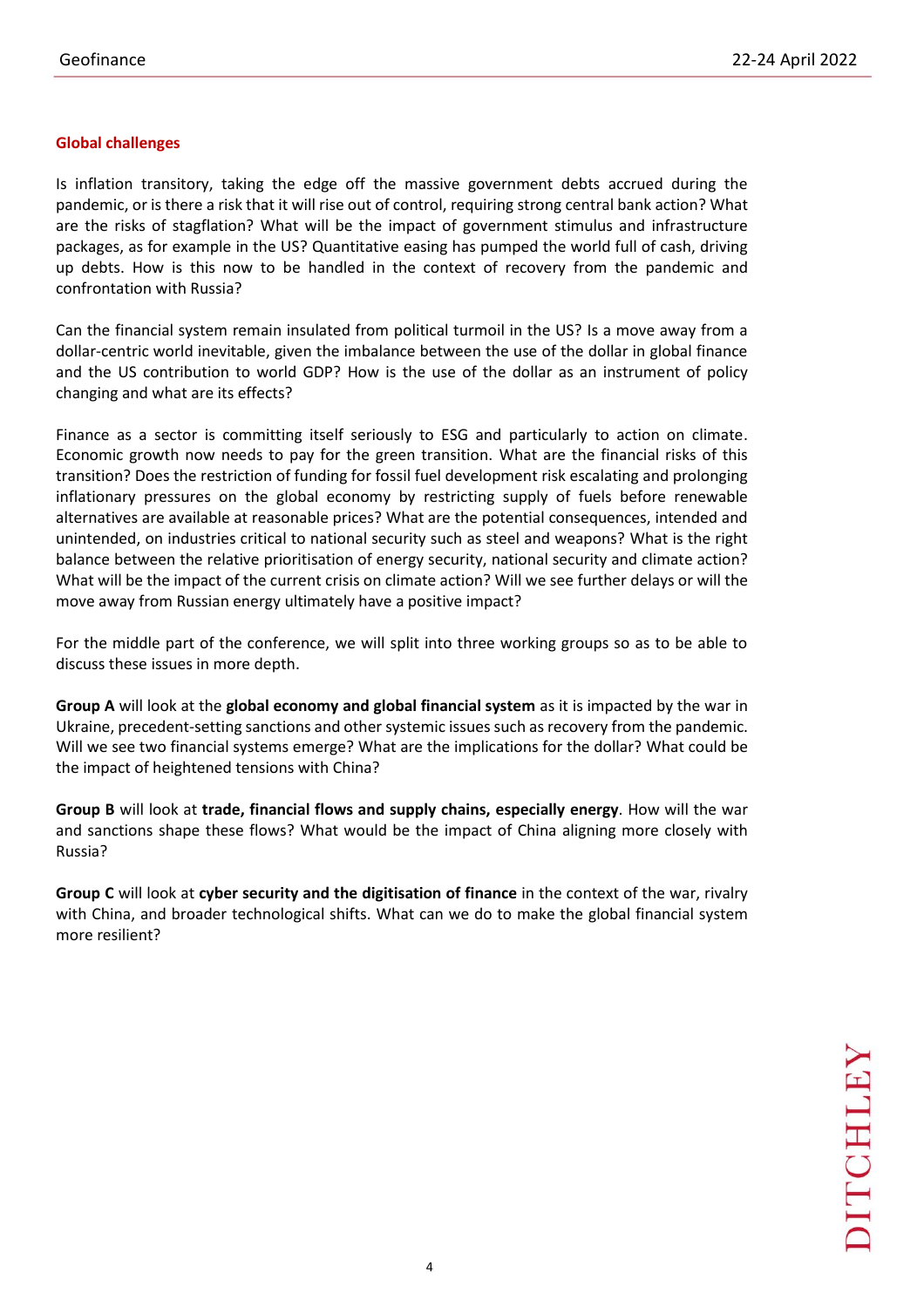## Global challenges

Is inflation transitory, taking the edge off the massive government debts accrued during the pandemic, or is there a risk that it will rise out of control, requiring strong central bank action? What are the risks of stagflation? What will be the impact of government stimulus and infrastructure packages, as for example in the US? Quantitative easing has pumped the world full of cash, driving up debts. How is this now to be handled in the context of recovery from the pandemic and confrontation with Russia?

Can the financial system remain insulated from political turmoil in the US? Is a move away from a dollar-centric world inevitable, given the imbalance between the use of the dollar in global finance and the US contribution to world GDP? How is the use of the dollar as an instrument of policy changing and what are its effects?

Finance as a sector is committing itself seriously to ESG and particularly to action on climate. Economic growth now needs to pay for the green transition. What are the financial risks of this transition? Does the restriction of funding for fossil fuel development risk escalating and prolonging inflationary pressures on the global economy by restricting supply of fuels before renewable alternatives are available at reasonable prices? What are the potential consequences, intended and unintended, on industries critical to national security such as steel and weapons? What is the right balance between the relative prioritisation of energy security, national security and climate action? What will be the impact of the current crisis on climate action? Will we see further delays or will the move away from Russian energy ultimately have a positive impact?

For the middle part of the conference, we will split into three working groups so as to be able to discuss these issues in more depth.

**Group A** will look at the **global economy and global financial system** as it is impacted by the war in Ukraine, precedent-setting sanctions and other systemic issues such as recovery from the pandemic. Will we see two financial systems emerge? What are the implications for the dollar? What could be the impact of heightened tensions with China?

**Group B** will look at **trade, financial flows and supply chains, especially energy**. How will the war and sanctions shape these flows? What would be the impact of China aligning more closely with Russia?

**Group C** will look at **cyber security and the digitisation of finance** in the context of the war, rivalry with China, and broader technological shifts. What can we do to make the global financial system more resilient?